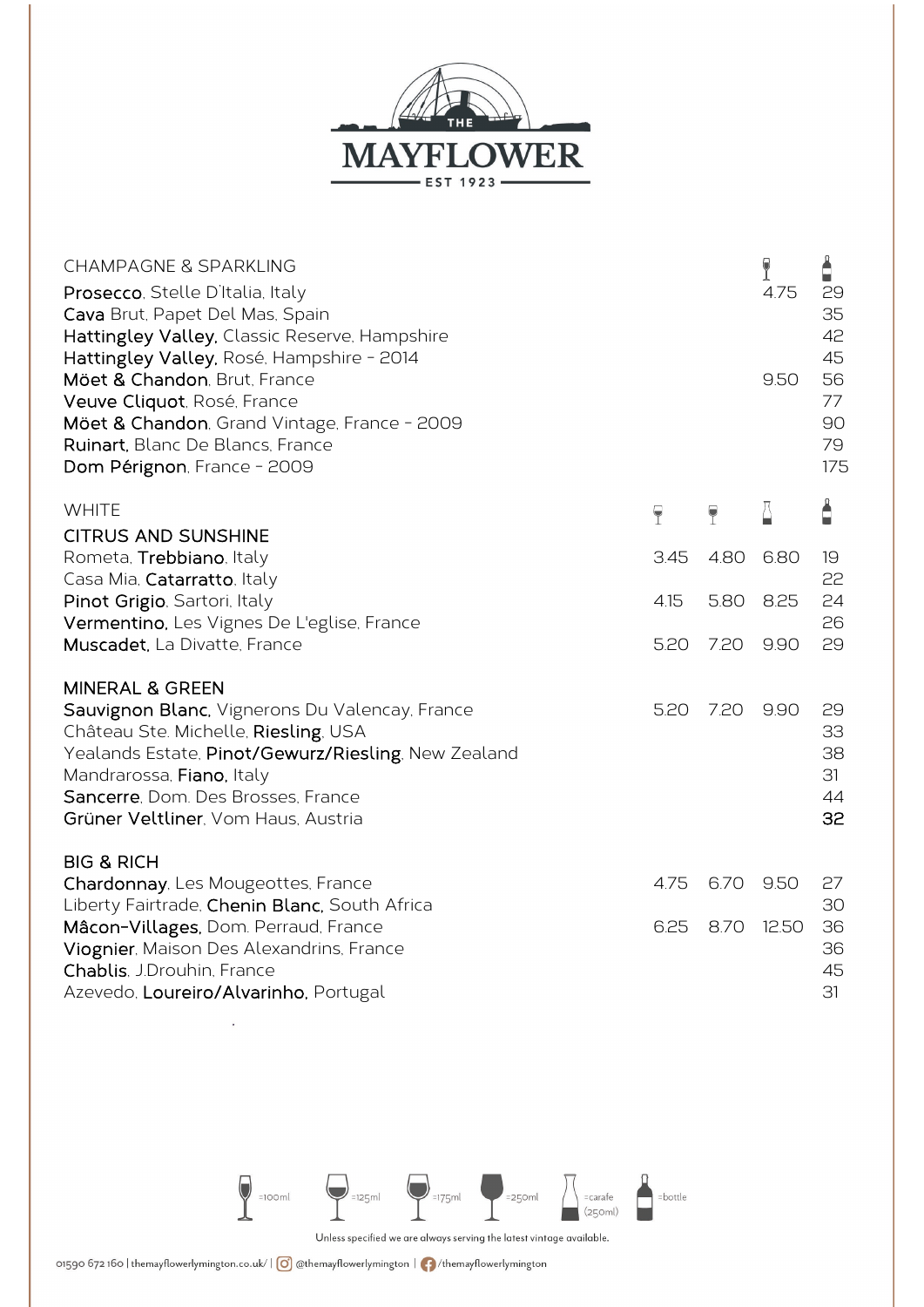# THE MAYFLOWER

EST 1923

## CHAMPAGNE & SPARKLING

| | 125ml | Bottle |
|---|---|---|
| **Prosecco**, Stelle D'Italia, Italy | 4.75 | 29 |
| **Cava** Brut, Papet Del Mas, Spain | | 35 |
| **Hattingley Valley,** Classic Reserve, Hampshire | | 42 |
| **Hattingley Valley,** Rosé, Hampshire - 2014 | | 45 |
| **Möet & Chandon**, Brut, France | 9.50 | 56 |
| **Veuve Cliquot**, Rosé, France | | 77 |
| **Möet & Chandon**, Grand Vintage, France - 2009 | | 90 |
| **Ruinart,** Blanc De Blancs, France | | 79 |
| **Dom Pérignon**, France - 2009 | | 175 |

## WHITE

| | 125ml | 175ml | Carafe | Bottle |
|---|---|---|---|---|
| **CITRUS AND SUNSHINE** | | | | |
| Rometa, **Trebbiano**, Italy | 3.45 | 4.80 | 6.80 | 19 |
| Casa Mia, **Catarratto**, Italy | | | | 22 |
| **Pinot Grigio**, Sartori, Italy | 4.15 | 5.80 | 8.25 | 24 |
| **Vermentino,** Les Vignes De L'eglise, France | | | | 26 |
| **Muscadet,** La Divatte, France | 5.20 | 7.20 | 9.90 | 29 |
| **MINERAL & GREEN** | | | | |
| **Sauvignon Blanc,** Vignerons Du Valencay, France | 5.20 | 7.20 | 9.90 | 29 |
| Château Ste. Michelle, **Riesling**, USA | | | | 33 |
| Yealands Estate, **Pinot/Gewurz/Riesling**, New Zealand | | | | 38 |
| Mandrarossa, **Fiano,** Italy | | | | 31 |
| **Sancerre**, Dom. Des Brosses, France | | | | 44 |
| **Grüner Veltliner**, Vom Haus, Austria | | | | **32** |
| **BIG & RICH** | | | | |
| **Chardonnay**, Les Mougeottes, France | 4.75 | 6.70 | 9.50 | 27 |
| Liberty Fairtrade, **Chenin Blanc,** South Africa | | | | 30 |
| **Mâcon-Villages,** Dom. Perraud, France | 6.25 | 8.70 | 12.50 | 36 |
| **Viognier**, Maison Des Alexandrins, France | | | | 36 |
| **Chablis**, J.Drouhin, France | | | | 45 |
| Azevedo, **Loureiro/Alvarinho,** Portugal | | | | 31 |

=100ml =125ml =175ml =250ml =carafe (250ml) =bottle

Unless specified we are always serving the latest vintage available.

01590 672 160 | themayflowerlymington.co.uk/ | @themayflowerlymington | /themayflowerlymington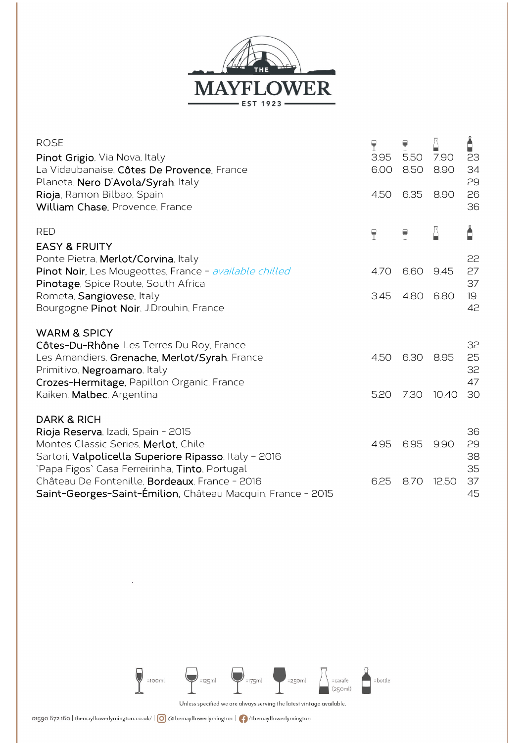# THE MAYFLOWER

EST 1923

| ROSE | 125ml | 175ml | carafe | bottle |
|---|---|---|---|---|
| **Pinot Grigio**, Via Nova, Italy | 3.95 | 5.50 | 7.90 | 23 |
| La Vidaubanaise, **Côtes De Provence**, France | 6.00 | 8.50 | 8.90 | 34 |
| Planeta, **Nero D'Avola/Syrah**, Italy | | | | 29 |
| **Rioja**, Ramon Bilbao, Spain | 4.50 | 6.35 | 8.90 | 26 |
| **William Chase**, Provence, France | | | | 36 |

| RED | 125ml | 175ml | carafe | bottle |
|---|---|---|---|---|
| **EASY & FRUITY** | | | | |
| Ponte Pietra, **Merlot/Corvina**, Italy | | | | 22 |
| **Pinot Noir**, Les Mougeottes, France - *available chilled* | 4.70 | 6.60 | 9.45 | 27 |
| **Pinotage**, Spice Route, South Africa | | | | 37 |
| Rometa, **Sangiovese**, Italy | 3.45 | 4.80 | 6.80 | 19 |
| Bourgogne **Pinot Noir**, J.Drouhin, France | | | | 42 |
| **WARM & SPICY** | | | | |
| **Côtes-Du-Rhône**, Les Terres Du Roy, France | | | | 32 |
| Les Amandiers, **Grenache, Merlot/Syrah**, France | 4.50 | 6.30 | 8.95 | 25 |
| Primitivo, **Negroamaro**, Italy | | | | 32 |
| **Crozes-Hermitage**, Papillon Organic, France | | | | 47 |
| Kaiken, **Malbec**, Argentina | 5.20 | 7.30 | 10.40 | 30 |
| **DARK & RICH** | | | | |
| **Rioja Reserva**, Izadi, Spain - 2015 | | | | 36 |
| Montes Classic Series, **Merlot**, Chile | 4.95 | 6.95 | 9.90 | 29 |
| Sartori, **Valpolicella Superiore Ripasso**, Italy - 2016 | | | | 38 |
| `Papa Figos` Casa Ferreirinha, **Tinto**, Portugal | | | | 35 |
| Château De Fontenille, **Bordeaux**, France - 2016 | 6.25 | 8.70 | 12.50 | 37 |
| **Saint-Georges-Saint-Émilion**, Château Macquin, France - 2015 | | | | 45 |

=100ml =125ml =175ml =250ml =carafe (250ml) =bottle

Unless specified we are always serving the latest vintage available.

01590 672 160 | themayflowerlymington.co.uk/ | @themayflowerlymington | /themayflowerlymington